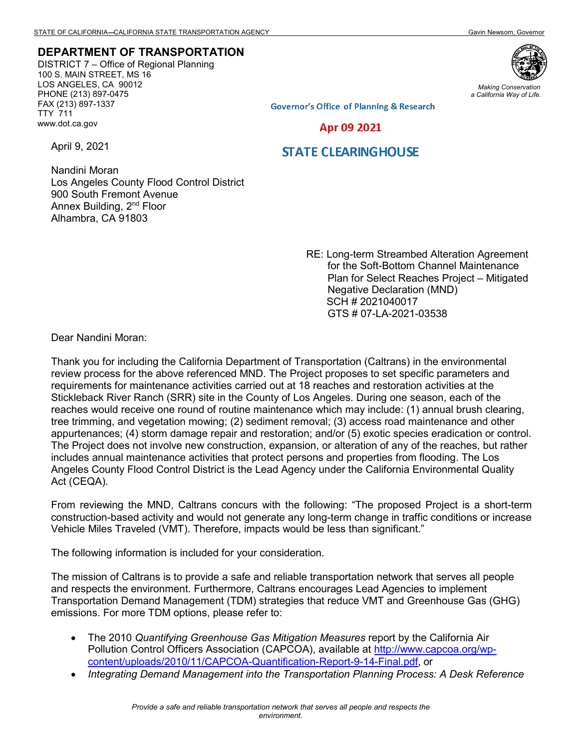STATE OF CALIFORNIA—CALIFORNIA STATE TRANSPORTATION AGENCY Gavin Newsom, Governor

**DEPARTMENT OF TRANSPORTATION**
DISTRICT 7 – Office of Regional Planning
100 S. MAIN STREET, MS 16
LOS ANGELES, CA 90012
PHONE (213) 897-0475
FAX (213) 897-1337
TTY 711
www.dot.ca.gov

*Making Conservation a California Way of Life.*

Governor's Office of Planning & Research

Apr 09 2021

STATE CLEARINGHOUSE

April 9, 2021

Nandini Moran
Los Angeles County Flood Control District
900 South Fremont Avenue
Annex Building, 2nd Floor
Alhambra, CA 91803

RE: Long-term Streambed Alteration Agreement for the Soft-Bottom Channel Maintenance Plan for Select Reaches Project – Mitigated Negative Declaration (MND)
SCH # 2021040017
GTS # 07-LA-2021-03538

Dear Nandini Moran:

Thank you for including the California Department of Transportation (Caltrans) in the environmental review process for the above referenced MND. The Project proposes to set specific parameters and requirements for maintenance activities carried out at 18 reaches and restoration activities at the Stickleback River Ranch (SRR) site in the County of Los Angeles. During one season, each of the reaches would receive one round of routine maintenance which may include: (1) annual brush clearing, tree trimming, and vegetation mowing; (2) sediment removal; (3) access road maintenance and other appurtenances; (4) storm damage repair and restoration; and/or (5) exotic species eradication or control. The Project does not involve new construction, expansion, or alteration of any of the reaches, but rather includes annual maintenance activities that protect persons and properties from flooding. The Los Angeles County Flood Control District is the Lead Agency under the California Environmental Quality Act (CEQA).

From reviewing the MND, Caltrans concurs with the following: "The proposed Project is a short-term construction-based activity and would not generate any long-term change in traffic conditions or increase Vehicle Miles Traveled (VMT). Therefore, impacts would be less than significant."

The following information is included for your consideration.

The mission of Caltrans is to provide a safe and reliable transportation network that serves all people and respects the environment. Furthermore, Caltrans encourages Lead Agencies to implement Transportation Demand Management (TDM) strategies that reduce VMT and Greenhouse Gas (GHG) emissions. For more TDM options, please refer to:

- The 2010 *Quantifying Greenhouse Gas Mitigation Measures* report by the California Air Pollution Control Officers Association (CAPCOA), available at http://www.capcoa.org/wp-content/uploads/2010/11/CAPCOA-Quantification-Report-9-14-Final.pdf, or
- *Integrating Demand Management into the Transportation Planning Process: A Desk Reference*

*Provide a safe and reliable transportation network that serves all people and respects the environment.*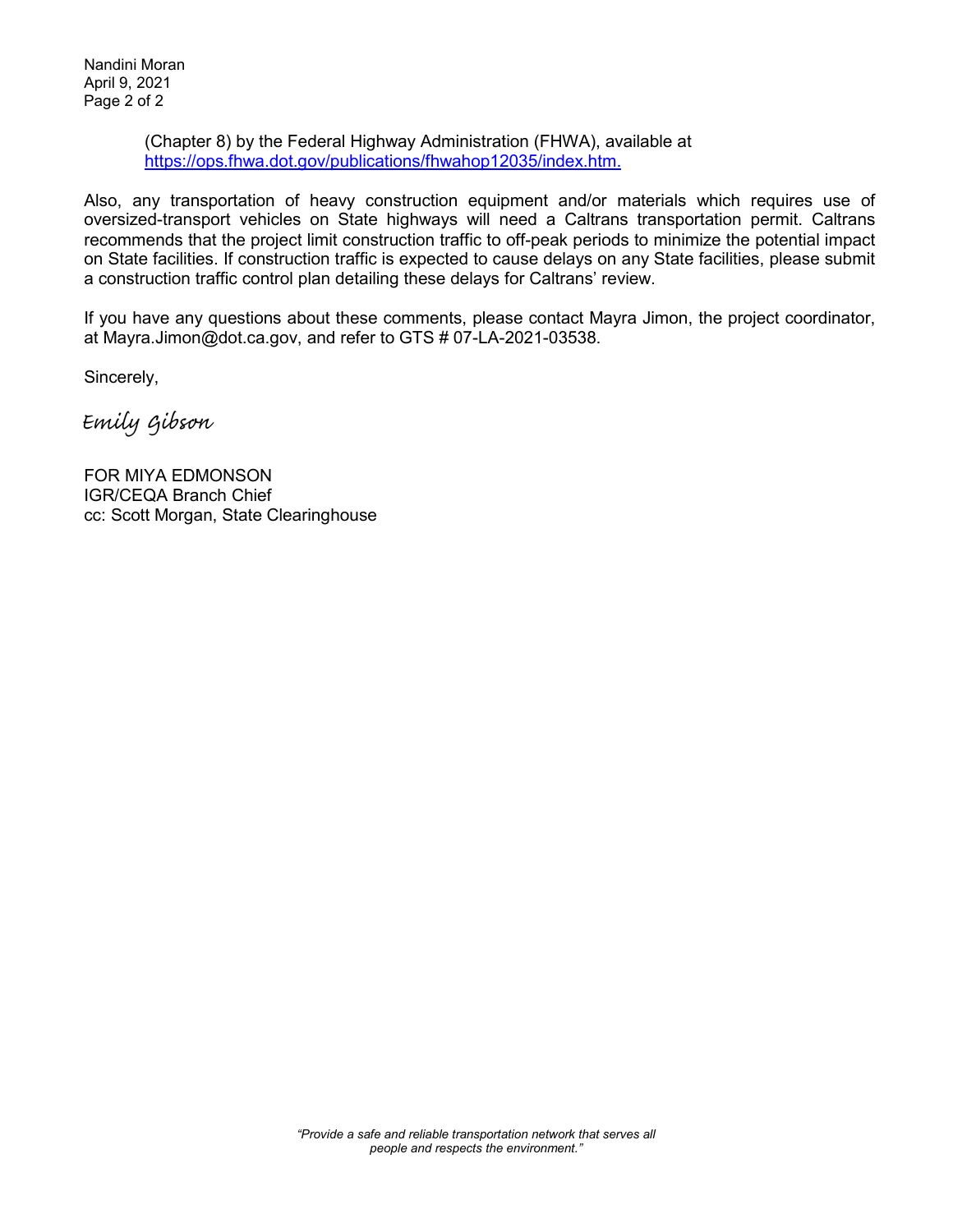(Chapter 8) by the Federal Highway Administration (FHWA), available at https://ops.fhwa.dot.gov/publications/fhwahop12035/index.htm.

Also, any transportation of heavy construction equipment and/or materials which requires use of oversized-transport vehicles on State highways will need a Caltrans transportation permit. Caltrans recommends that the project limit construction traffic to off-peak periods to minimize the potential impact on State facilities. If construction traffic is expected to cause delays on any State facilities, please submit a construction traffic control plan detailing these delays for Caltrans' review.

If you have any questions about these comments, please contact Mayra Jimon, the project coordinator, at Mayra.Jimon@dot.ca.gov, and refer to GTS # 07-LA-2021-03538.

Sincerely,

Emily Gibson

FOR MIYA EDMONSON
IGR/CEQA Branch Chief
cc: Scott Morgan, State Clearinghouse

*"Provide a safe and reliable transportation network that serves all people and respects the environment."*